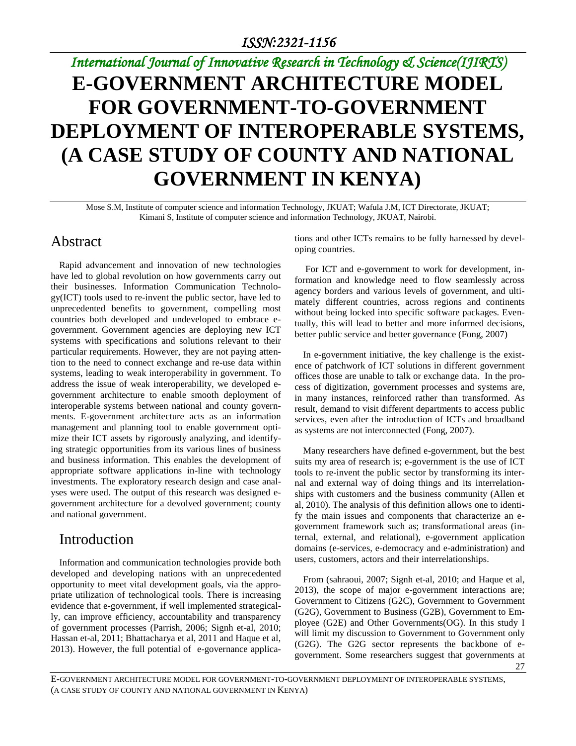# E-GOVERNMENT ARCHITECTURE MODEL FOR GOVERNMENT-TO-GOVERNMENT DEPLOYMENT OF INTEROPERABLE SYSTEMS, (A CASE STUDY OF COUNTY AND NATIONAL GOVERNMENT IN KENYA)

Mose S.M, Institute of computer science and information Technology, JKUAT; Wafula J.M, ICT Directorate, JKUAT; Kimani S, Institute of computer science and information Technology, JKUAT, Nairobi.

## Abstract

Rapid advancement and innovation of new technologies have led to global revolution on how governments carry out their businesses. Information Communication Technology(ICT) tools used to re-invent the public sector, have led to unprecedented benefits to government, compelling most countries both developed and undeveloped to embrace e-government. Government agencies are deploying new ICT systems with specifications and solutions relevant to their particular requirements. However, they are not paying attention to the need to connect exchange and re-use data within systems, leading to weak interoperability in government. To address the issue of weak interoperability, we developed e-government architecture to enable smooth deployment of interoperable systems between national and county governments. E-government architecture acts as an information management and planning tool to enable government optimize their ICT assets by rigorously analyzing, and identifying strategic opportunities from its various lines of business and business information. This enables the development of appropriate software applications in-line with technology investments. The exploratory research design and case analyses were used. The output of this research was designed e-government architecture for a devolved government; county and national government.

## Introduction

Information and communication technologies provide both developed and developing nations with an unprecedented opportunity to meet vital development goals, via the appropriate utilization of technological tools. There is increasing evidence that e-government, if well implemented strategically, can improve efficiency, accountability and transparency of government processes (Parrish, 2006; Signh et-al, 2010; Hassan et-al, 2011; Bhattacharya et al, 2011 and Haque et al, 2013). However, the full potential of e-governance applications and other ICTs remains to be fully harnessed by developing countries.

For ICT and e-government to work for development, information and knowledge need to flow seamlessly across agency borders and various levels of government, and ultimately different countries, across regions and continents without being locked into specific software packages. Eventually, this will lead to better and more informed decisions, better public service and better governance (Fong, 2007)

In e-government initiative, the key challenge is the existence of patchwork of ICT solutions in different government offices those are unable to talk or exchange data. In the process of digitization, government processes and systems are, in many instances, reinforced rather than transformed. As result, demand to visit different departments to access public services, even after the introduction of ICTs and broadband as systems are not interconnected (Fong, 2007).

Many researchers have defined e-government, but the best suits my area of research is; e-government is the use of ICT tools to re-invent the public sector by transforming its internal and external way of doing things and its interrelationships with customers and the business community (Allen et al, 2010). The analysis of this definition allows one to identify the main issues and components that characterize an e-government framework such as; transformational areas (internal, external, and relational), e-government application domains (e-services, e-democracy and e-administration) and users, customers, actors and their interrelationships.

From (sahraoui, 2007; Signh et-al, 2010; and Haque et al, 2013), the scope of major e-government interactions are; Government to Citizens (G2C), Government to Government (G2G), Government to Business (G2B), Government to Employee (G2E) and Other Governments(OG). In this study I will limit my discussion to Government to Government only (G2G). The G2G sector represents the backbone of e-government. Some researchers suggest that governments at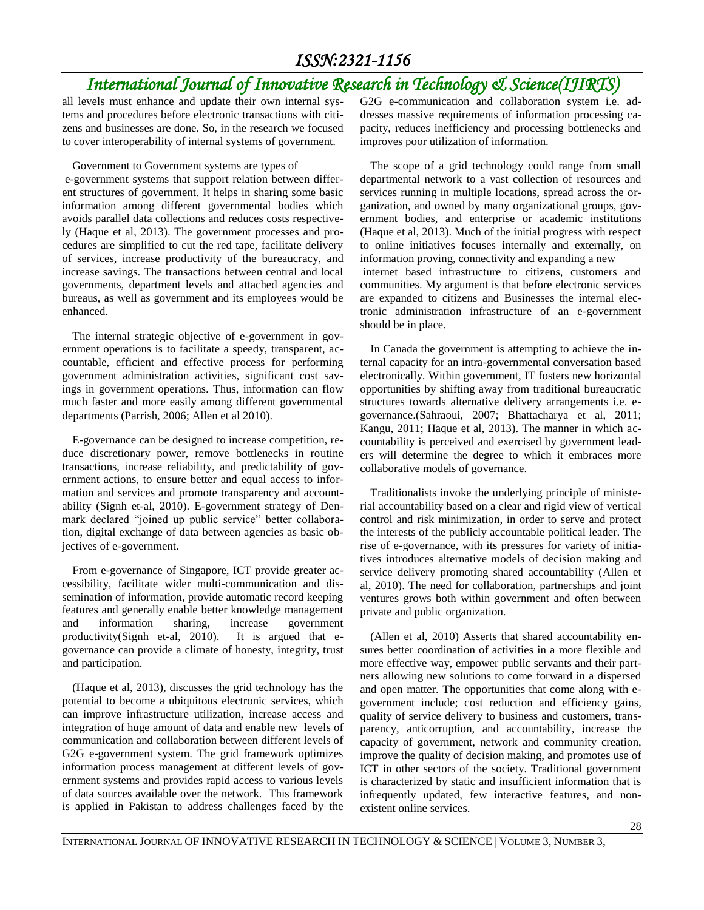all levels must enhance and update their own internal systems and procedures before electronic transactions with citizens and businesses are done. So, in the research we focused to cover interoperability of internal systems of government.

Government to Government systems are types of e-government systems that support relation between different structures of government. It helps in sharing some basic information among different governmental bodies which avoids parallel data collections and reduces costs respectively (Haque et al, 2013). The government processes and procedures are simplified to cut the red tape, facilitate delivery of services, increase productivity of the bureaucracy, and increase savings. The transactions between central and local governments, department levels and attached agencies and bureaus, as well as government and its employees would be enhanced.

The internal strategic objective of e-government in government operations is to facilitate a speedy, transparent, accountable, efficient and effective process for performing government administration activities, significant cost savings in government operations. Thus, information can flow much faster and more easily among different governmental departments (Parrish, 2006; Allen et al 2010).

E-governance can be designed to increase competition, reduce discretionary power, remove bottlenecks in routine transactions, increase reliability, and predictability of government actions, to ensure better and equal access to information and services and promote transparency and accountability (Signh et-al, 2010). E-government strategy of Denmark declared "joined up public service" better collaboration, digital exchange of data between agencies as basic objectives of e-government.

From e-governance of Singapore, ICT provide greater accessibility, facilitate wider multi-communication and dissemination of information, provide automatic record keeping features and generally enable better knowledge management and information sharing, increase government productivity(Signh et-al, 2010). It is argued that e-governance can provide a climate of honesty, integrity, trust and participation.

(Haque et al, 2013), discusses the grid technology has the potential to become a ubiquitous electronic services, which can improve infrastructure utilization, increase access and integration of huge amount of data and enable new levels of communication and collaboration between different levels of G2G e-government system. The grid framework optimizes information process management at different levels of government systems and provides rapid access to various levels of data sources available over the network. This framework is applied in Pakistan to address challenges faced by the G2G e-communication and collaboration system i.e. addresses massive requirements of information processing capacity, reduces inefficiency and processing bottlenecks and improves poor utilization of information.

The scope of a grid technology could range from small departmental network to a vast collection of resources and services running in multiple locations, spread across the organization, and owned by many organizational groups, government bodies, and enterprise or academic institutions (Haque et al, 2013). Much of the initial progress with respect to online initiatives focuses internally and externally, on information proving, connectivity and expanding a new internet based infrastructure to citizens, customers and communities. My argument is that before electronic services are expanded to citizens and Businesses the internal electronic administration infrastructure of an e-government should be in place.

In Canada the government is attempting to achieve the internal capacity for an intra-governmental conversation based electronically. Within government, IT fosters new horizontal opportunities by shifting away from traditional bureaucratic structures towards alternative delivery arrangements i.e. e-governance.(Sahraoui, 2007; Bhattacharya et al, 2011; Kangu, 2011; Haque et al, 2013). The manner in which accountability is perceived and exercised by government leaders will determine the degree to which it embraces more collaborative models of governance.

Traditionalists invoke the underlying principle of ministerial accountability based on a clear and rigid view of vertical control and risk minimization, in order to serve and protect the interests of the publicly accountable political leader. The rise of e-governance, with its pressures for variety of initiatives introduces alternative models of decision making and service delivery promoting shared accountability (Allen et al, 2010). The need for collaboration, partnerships and joint ventures grows both within government and often between private and public organization.

(Allen et al, 2010) Asserts that shared accountability ensures better coordination of activities in a more flexible and more effective way, empower public servants and their partners allowing new solutions to come forward in a dispersed and open matter. The opportunities that come along with e-government include; cost reduction and efficiency gains, quality of service delivery to business and customers, transparency, anticorruption, and accountability, increase the capacity of government, network and community creation, improve the quality of decision making, and promotes use of ICT in other sectors of the society. Traditional government is characterized by static and insufficient information that is infrequently updated, few interactive features, and non-existent online services.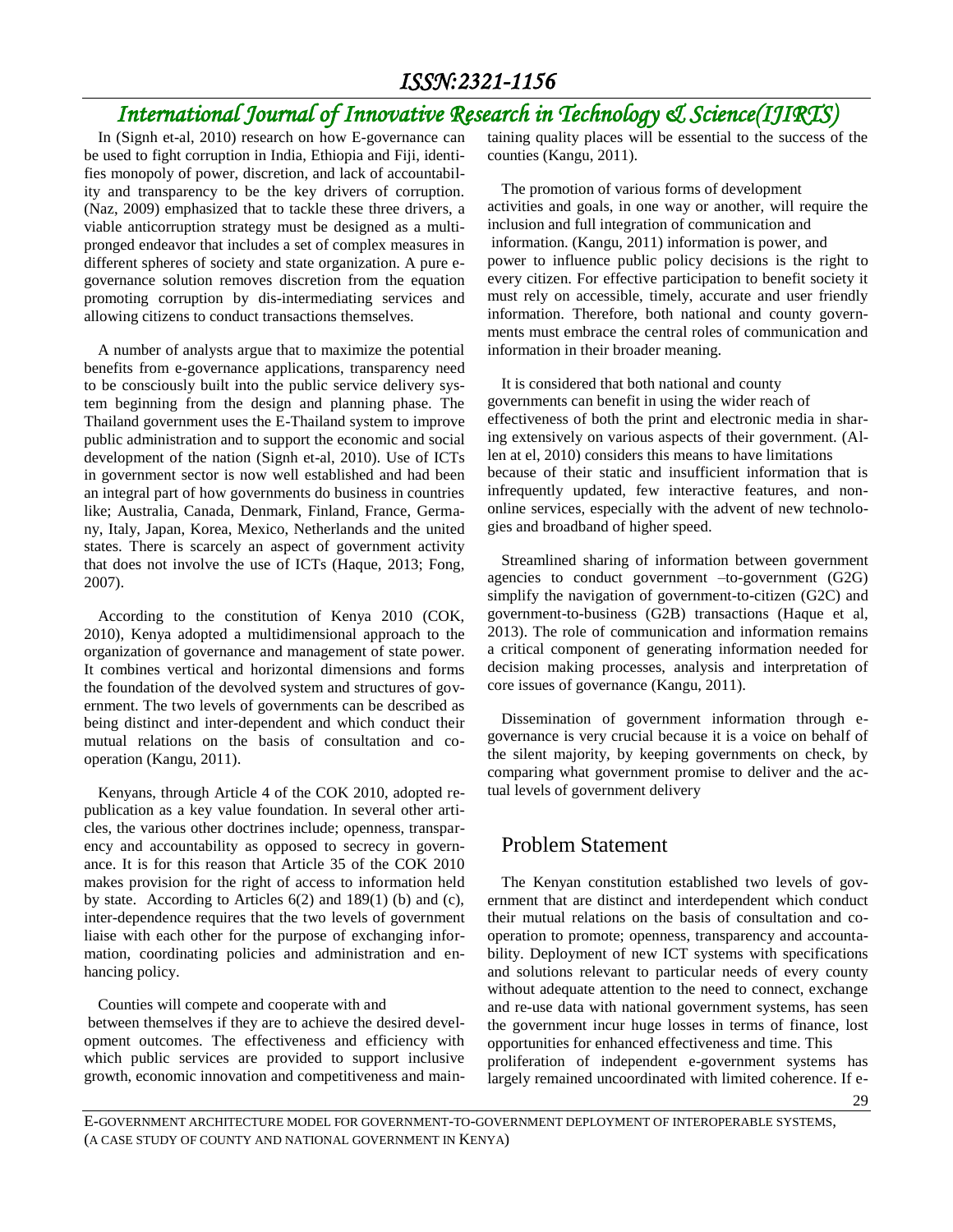In (Signh et-al, 2010) research on how E-governance can be used to fight corruption in India, Ethiopia and Fiji, identifies monopoly of power, discretion, and lack of accountability and transparency to be the key drivers of corruption. (Naz, 2009) emphasized that to tackle these three drivers, a viable anticorruption strategy must be designed as a multi-pronged endeavor that includes a set of complex measures in different spheres of society and state organization. A pure e-governance solution removes discretion from the equation promoting corruption by dis-intermediating services and allowing citizens to conduct transactions themselves.

A number of analysts argue that to maximize the potential benefits from e-governance applications, transparency need to be consciously built into the public service delivery system beginning from the design and planning phase. The Thailand government uses the E-Thailand system to improve public administration and to support the economic and social development of the nation (Signh et-al, 2010). Use of ICTs in government sector is now well established and had been an integral part of how governments do business in countries like; Australia, Canada, Denmark, Finland, France, Germany, Italy, Japan, Korea, Mexico, Netherlands and the united states. There is scarcely an aspect of government activity that does not involve the use of ICTs (Haque, 2013; Fong, 2007).

According to the constitution of Kenya 2010 (COK, 2010), Kenya adopted a multidimensional approach to the organization of governance and management of state power. It combines vertical and horizontal dimensions and forms the foundation of the devolved system and structures of government. The two levels of governments can be described as being distinct and inter-dependent and which conduct their mutual relations on the basis of consultation and co-operation (Kangu, 2011).

Kenyans, through Article 4 of the COK 2010, adopted republication as a key value foundation. In several other articles, the various other doctrines include; openness, transparency and accountability as opposed to secrecy in governance. It is for this reason that Article 35 of the COK 2010 makes provision for the right of access to information held by state. According to Articles 6(2) and 189(1) (b) and (c), inter-dependence requires that the two levels of government liaise with each other for the purpose of exchanging information, coordinating policies and administration and enhancing policy.

Counties will compete and cooperate with and between themselves if they are to achieve the desired development outcomes. The effectiveness and efficiency with which public services are provided to support inclusive growth, economic innovation and competitiveness and maintaining quality places will be essential to the success of the counties (Kangu, 2011).

The promotion of various forms of development activities and goals, in one way or another, will require the inclusion and full integration of communication and information. (Kangu, 2011) information is power, and power to influence public policy decisions is the right to every citizen. For effective participation to benefit society it must rely on accessible, timely, accurate and user friendly information. Therefore, both national and county governments must embrace the central roles of communication and information in their broader meaning.

It is considered that both national and county governments can benefit in using the wider reach of effectiveness of both the print and electronic media in sharing extensively on various aspects of their government. (Allen at el, 2010) considers this means to have limitations because of their static and insufficient information that is infrequently updated, few interactive features, and non-online services, especially with the advent of new technologies and broadband of higher speed.

Streamlined sharing of information between government agencies to conduct government –to-government (G2G) simplify the navigation of government-to-citizen (G2C) and government-to-business (G2B) transactions (Haque et al, 2013). The role of communication and information remains a critical component of generating information needed for decision making processes, analysis and interpretation of core issues of governance (Kangu, 2011).

Dissemination of government information through e-governance is very crucial because it is a voice on behalf of the silent majority, by keeping governments on check, by comparing what government promise to deliver and the actual levels of government delivery

## Problem Statement

The Kenyan constitution established two levels of government that are distinct and interdependent which conduct their mutual relations on the basis of consultation and co-operation to promote; openness, transparency and accountability. Deployment of new ICT systems with specifications and solutions relevant to particular needs of every county without adequate attention to the need to connect, exchange and re-use data with national government systems, has seen the government incur huge losses in terms of finance, lost opportunities for enhanced effectiveness and time. This proliferation of independent e-government systems has largely remained uncoordinated with limited coherence. If e-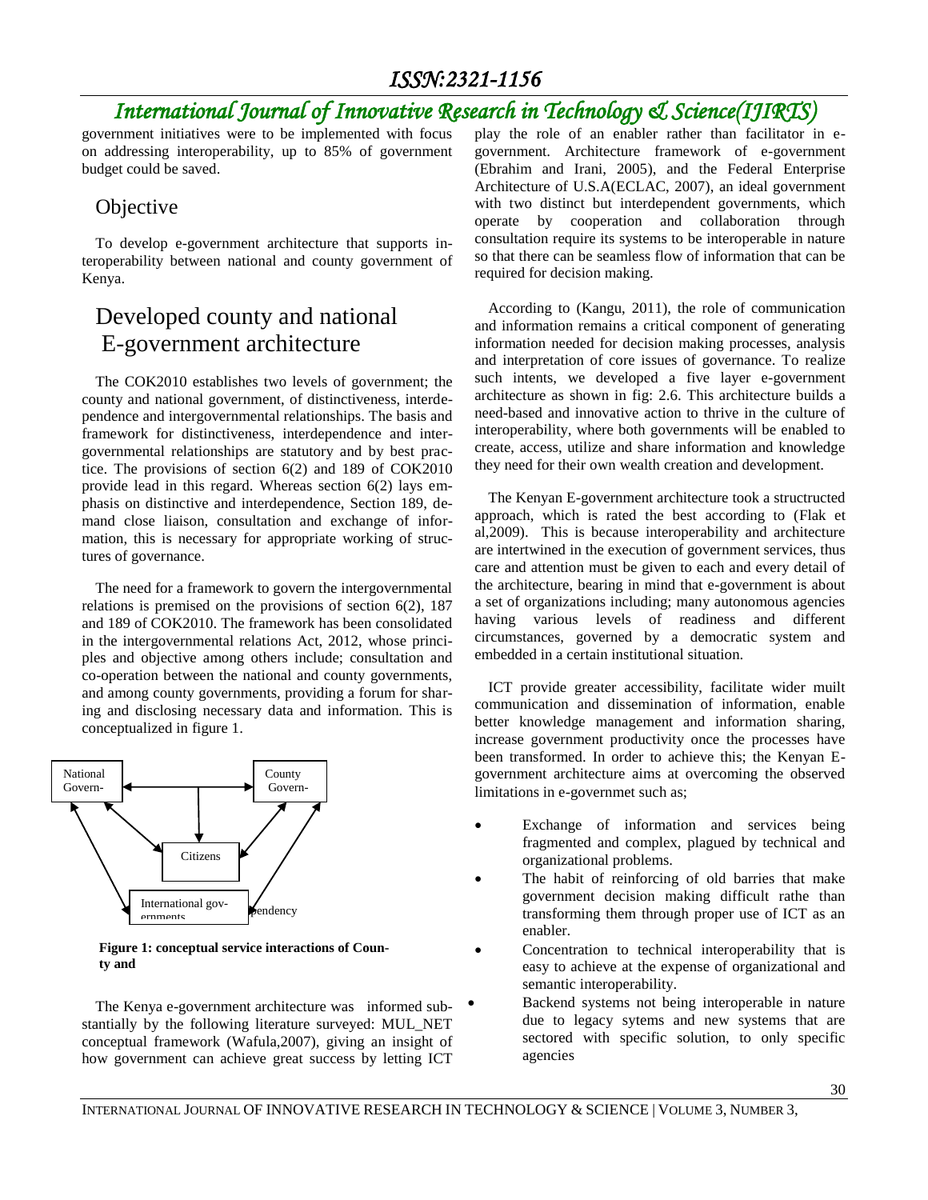government initiatives were to be implemented with focus on addressing interoperability, up to 85% of government budget could be saved.

## Objective

To develop e-government architecture that supports interoperability between national and county government of Kenya.

## Developed county and national E-government architecture

The COK2010 establishes two levels of government; the county and national government, of distinctiveness, interdependence and intergovernmental relationships. The basis and framework for distinctiveness, interdependence and intergovernmental relationships are statutory and by best practice. The provisions of section 6(2) and 189 of COK2010 provide lead in this regard. Whereas section 6(2) lays emphasis on distinctive and interdependence, Section 189, demand close liaison, consultation and exchange of information, this is necessary for appropriate working of structures of governance.

The need for a framework to govern the intergovernmental relations is premised on the provisions of section 6(2), 187 and 189 of COK2010. The framework has been consolidated in the intergovernmental relations Act, 2012, whose principles and objective among others include; consultation and co-operation between the national and county governments, and among county governments, providing a forum for sharing and disclosing necessary data and information. This is conceptualized in figure 1.

National Govern- | County Govern- | Citizens | International gov-ernments | pendency

**Figure 1: conceptual service interactions of County and**

The Kenya e-government architecture was informed substantially by the following literature surveyed: MUL_NET conceptual framework (Wafula,2007), giving an insight of how government can achieve great success by letting ICT play the role of an enabler rather than facilitator in e-government. Architecture framework of e-government (Ebrahim and Irani, 2005), and the Federal Enterprise Architecture of U.S.A(ECLAC, 2007), an ideal government with two distinct but interdependent governments, which operate by cooperation and collaboration through consultation require its systems to be interoperable in nature so that there can be seamless flow of information that can be required for decision making.

According to (Kangu, 2011), the role of communication and information remains a critical component of generating information needed for decision making processes, analysis and interpretation of core issues of governance. To realize such intents, we developed a five layer e-government architecture as shown in fig: 2.6. This architecture builds a need-based and innovative action to thrive in the culture of interoperability, where both governments will be enabled to create, access, utilize and share information and knowledge they need for their own wealth creation and development.

The Kenyan E-government architecture took a structructed approach, which is rated the best according to (Flak et al,2009). This is because interoperability and architecture are intertwined in the execution of government services, thus care and attention must be given to each and every detail of the architecture, bearing in mind that e-government is about a set of organizations including; many autonomous agencies having various levels of readiness and different circumstances, governed by a democratic system and embedded in a certain institutional situation.

ICT provide greater accessibility, facilitate wider muilt communication and dissemination of information, enable better knowledge management and information sharing, increase government productivity once the processes have been transformed. In order to achieve this; the Kenyan E-government architecture aims at overcoming the observed limitations in e-governmet such as;

- Exchange of information and services being fragmented and complex, plagued by technical and organizational problems.
- The habit of reinforcing of old barries that make government decision making difficult rathe than transforming them through proper use of ICT as an enabler.
- Concentration to technical interoperability that is easy to achieve at the expense of organizational and semantic interoperability.
- Backend systems not being interoperable in nature due to legacy sytems and new systems that are sectored with specific solution, to only specific agencies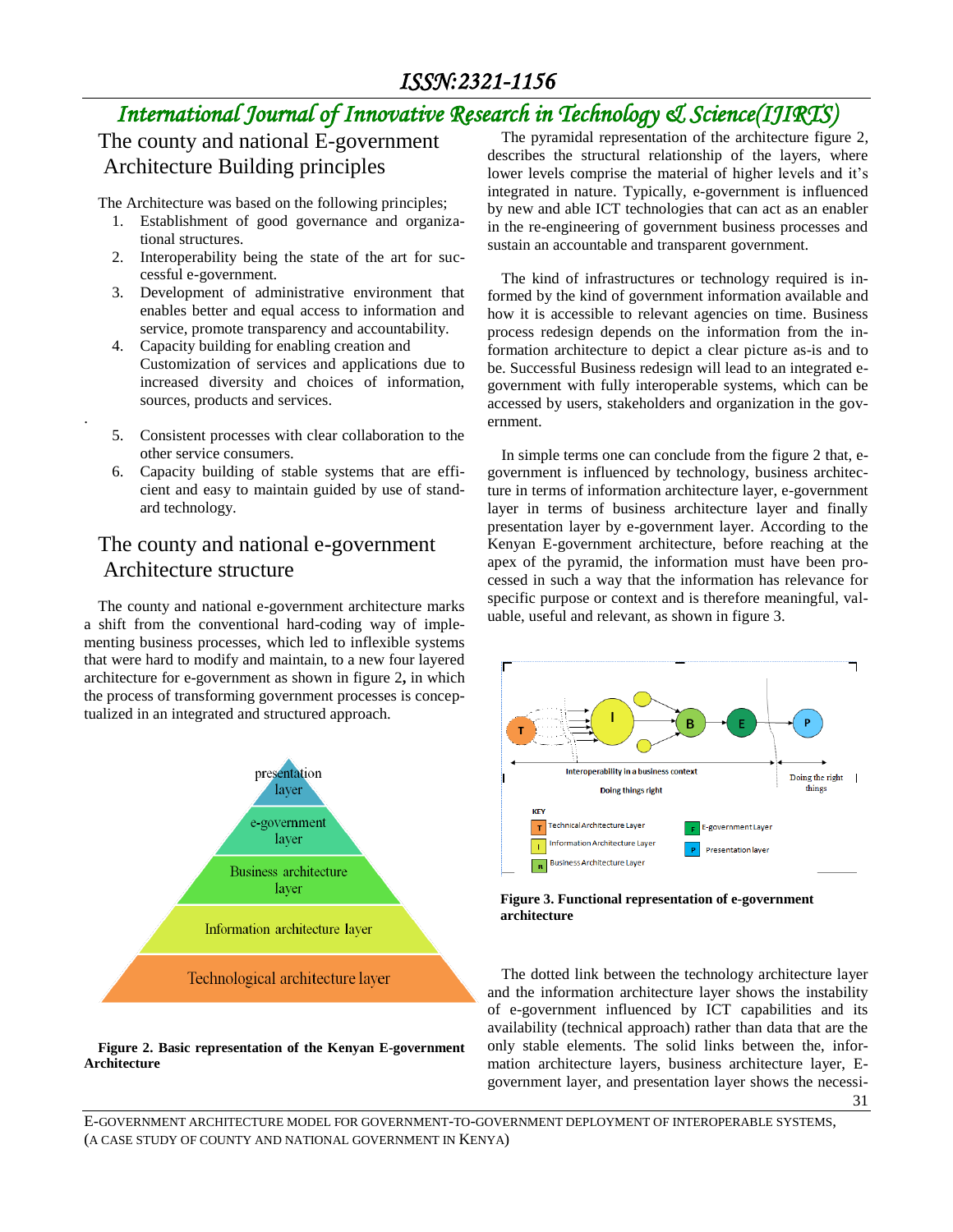## The county and national E-government Architecture Building principles

The Architecture was based on the following principles;

1. Establishment of good governance and organizational structures.
2. Interoperability being the state of the art for successful e-government.
3. Development of administrative environment that enables better and equal access to information and service, promote transparency and accountability.
4. Capacity building for enabling creation and Customization of services and applications due to increased diversity and choices of information, sources, products and services.

5. Consistent processes with clear collaboration to the other service consumers.
6. Capacity building of stable systems that are efficient and easy to maintain guided by use of standard technology.

## The county and national e-government Architecture structure

The county and national e-government architecture marks a shift from the conventional hard-coding way of implementing business processes, which led to inflexible systems that were hard to modify and maintain, to a new four layered architecture for e-government as shown in figure 2**,** in which the process of transforming government processes is conceptualized in an integrated and structured approach.

presentation layer

e-government layer

Business architecture layer

Information architecture layer

Technological architecture layer

**Figure 2. Basic representation of the Kenyan E-government Architecture**

The pyramidal representation of the architecture figure 2, describes the structural relationship of the layers, where lower levels comprise the material of higher levels and it's integrated in nature. Typically, e-government is influenced by new and able ICT technologies that can act as an enabler in the re-engineering of government business processes and sustain an accountable and transparent government.

The kind of infrastructures or technology required is informed by the kind of government information available and how it is accessible to relevant agencies on time. Business process redesign depends on the information from the information architecture to depict a clear picture as-is and to be. Successful Business redesign will lead to an integrated e-government with fully interoperable systems, which can be accessed by users, stakeholders and organization in the government.

In simple terms one can conclude from the figure 2 that, e-government is influenced by technology, business architecture in terms of information architecture layer, e-government layer in terms of business architecture layer and finally presentation layer by e-government layer. According to the Kenyan E-government architecture, before reaching at the apex of the pyramid, the information must have been processed in such a way that the information has relevance for specific purpose or context and is therefore meaningful, valuable, useful and relevant, as shown in figure 3.

Interoperability in a business context

Doing things right

Doing the right things

KEY

T Technical Architecture Layer

I Information Architecture Layer

B Business Architecture Layer

E E-government Layer

P Presentation layer

**Figure 3. Functional representation of e-government architecture**

The dotted link between the technology architecture layer and the information architecture layer shows the instability of e-government influenced by ICT capabilities and its availability (technical approach) rather than data that are the only stable elements. The solid links between the, information architecture layers, business architecture layer, E-government layer, and presentation layer shows the necessi-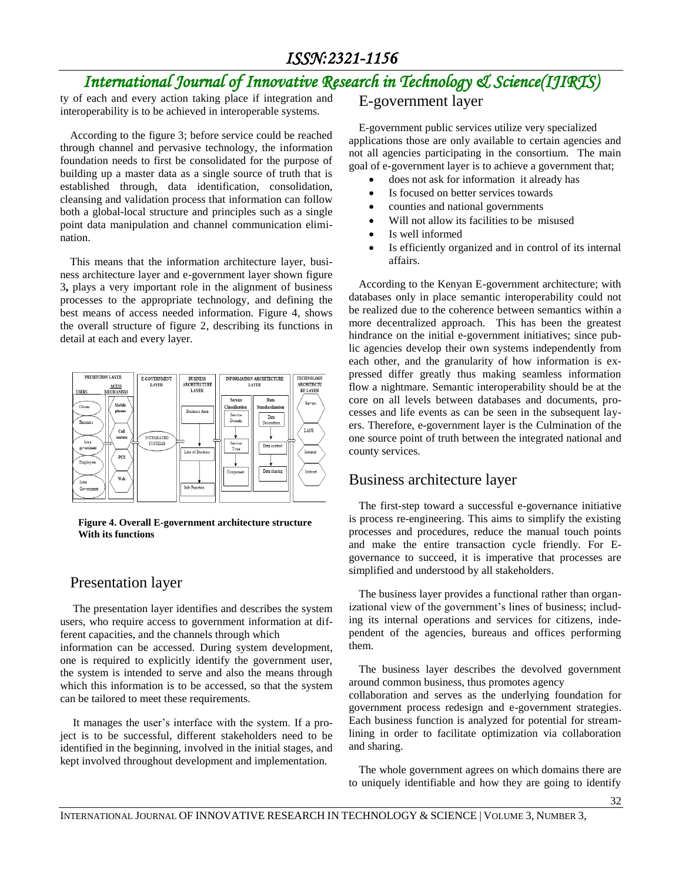ty of each and every action taking place if integration and interoperability is to be achieved in interoperable systems.

According to the figure 3; before service could be reached through channel and pervasive technology, the information foundation needs to first be consolidated for the purpose of building up a master data as a single source of truth that is established through, data identification, consolidation, cleansing and validation process that information can follow both a global-local structure and principles such as a single point data manipulation and channel communication elimination.

This means that the information architecture layer, business architecture layer and e-government layer shown figure 3**,** plays a very important role in the alignment of business processes to the appropriate technology, and defining the best means of access needed information. Figure 4, shows the overall structure of figure 2, describing its functions in detail at each and every layer.

**Figure 4. Overall E-government architecture structure With its functions**

## Presentation layer

The presentation layer identifies and describes the system users, who require access to government information at different capacities, and the channels through which information can be accessed. During system development, one is required to explicitly identify the government user, the system is intended to serve and also the means through which this information is to be accessed, so that the system can be tailored to meet these requirements.

It manages the user's interface with the system. If a project is to be successful, different stakeholders need to be identified in the beginning, involved in the initial stages, and kept involved throughout development and implementation.

## E-government layer

E-government public services utilize very specialized applications those are only available to certain agencies and not all agencies participating in the consortium. The main goal of e-government layer is to achieve a government that;

- does not ask for information it already has
- Is focused on better services towards
- counties and national governments
- Will not allow its facilities to be misused
- Is well informed
- Is efficiently organized and in control of its internal affairs.

According to the Kenyan E-government architecture; with databases only in place semantic interoperability could not be realized due to the coherence between semantics within a more decentralized approach. This has been the greatest hindrance on the initial e-government initiatives; since public agencies develop their own systems independently from each other, and the granularity of how information is expressed differ greatly thus making seamless information flow a nightmare. Semantic interoperability should be at the core on all levels between databases and documents, processes and life events as can be seen in the subsequent layers. Therefore, e-government layer is the Culmination of the one source point of truth between the integrated national and county services.

## Business architecture layer

The first-step toward a successful e-governance initiative is process re-engineering. This aims to simplify the existing processes and procedures, reduce the manual touch points and make the entire transaction cycle friendly. For E-governance to succeed, it is imperative that processes are simplified and understood by all stakeholders.

The business layer provides a functional rather than organizational view of the government's lines of business; including its internal operations and services for citizens, independent of the agencies, bureaus and offices performing them.

The business layer describes the devolved government around common business, thus promotes agency collaboration and serves as the underlying foundation for government process redesign and e-government strategies. Each business function is analyzed for potential for streamlining in order to facilitate optimization via collaboration and sharing.

The whole government agrees on which domains there are to uniquely identifiable and how they are going to identify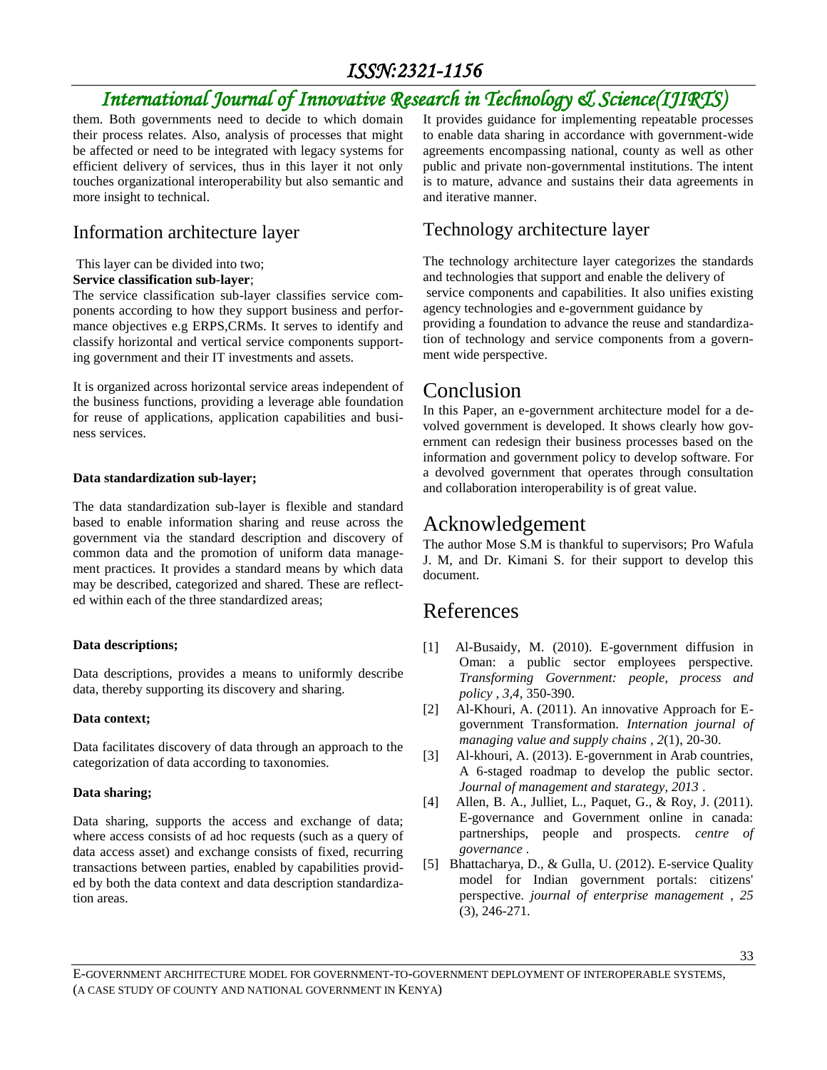them. Both governments need to decide to which domain their process relates. Also, analysis of processes that might be affected or need to be integrated with legacy systems for efficient delivery of services, thus in this layer it not only touches organizational interoperability but also semantic and more insight to technical.

## Information architecture layer

This layer can be divided into two;

**Service classification sub-layer**;

The service classification sub-layer classifies service components according to how they support business and performance objectives e.g ERPS,CRMs. It serves to identify and classify horizontal and vertical service components supporting government and their IT investments and assets.

It is organized across horizontal service areas independent of the business functions, providing a leverage able foundation for reuse of applications, application capabilities and business services.

**Data standardization sub-layer;**

The data standardization sub-layer is flexible and standard based to enable information sharing and reuse across the government via the standard description and discovery of common data and the promotion of uniform data management practices. It provides a standard means by which data may be described, categorized and shared. These are reflected within each of the three standardized areas;

**Data descriptions;**

Data descriptions, provides a means to uniformly describe data, thereby supporting its discovery and sharing.

**Data context;**

Data facilitates discovery of data through an approach to the categorization of data according to taxonomies.

**Data sharing;**

Data sharing, supports the access and exchange of data; where access consists of ad hoc requests (such as a query of data access asset) and exchange consists of fixed, recurring transactions between parties, enabled by capabilities provided by both the data context and data description standardization areas.

It provides guidance for implementing repeatable processes to enable data sharing in accordance with government-wide agreements encompassing national, county as well as other public and private non-governmental institutions. The intent is to mature, advance and sustains their data agreements in and iterative manner.

## Technology architecture layer

The technology architecture layer categorizes the standards and technologies that support and enable the delivery of service components and capabilities. It also unifies existing agency technologies and e-government guidance by providing a foundation to advance the reuse and standardization of technology and service components from a government wide perspective.

# Conclusion

In this Paper, an e-government architecture model for a devolved government is developed. It shows clearly how government can redesign their business processes based on the information and government policy to develop software. For a devolved government that operates through consultation and collaboration interoperability is of great value.

# Acknowledgement

The author Mose S.M is thankful to supervisors; Pro Wafula J. M, and Dr. Kimani S. for their support to develop this document.

# References

[1] Al-Busaidy, M. (2010). E-government diffusion in Oman: a public sector employees perspective. *Transforming Government: people, process and policy , 3,4*, 350-390.

[2] Al-Khouri, A. (2011). An innovative Approach for E-government Transformation. *Internation journal of managing value and supply chains , 2*(1), 20-30.

[3] Al-khouri, A. (2013). E-government in Arab countries, A 6-staged roadmap to develop the public sector. *Journal of management and starategy, 2013* .

[4] Allen, B. A., Julliet, L., Paquet, G., & Roy, J. (2011). E-governance and Government online in canada: partnerships, people and prospects. *centre of governance* .

[5] Bhattacharya, D., & Gulla, U. (2012). E-service Quality model for Indian government portals: citizens' perspective. *journal of enterprise management , 25* (3), 246-271.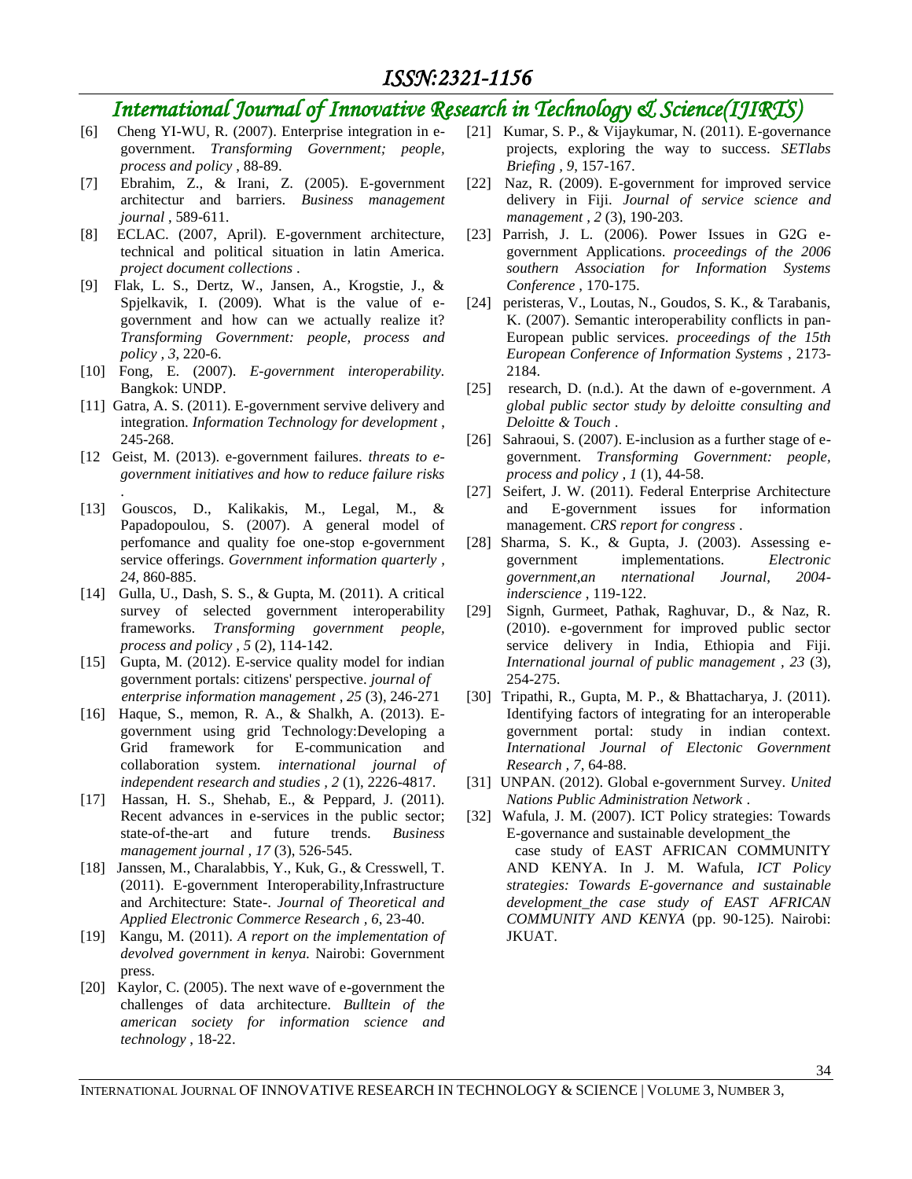[6] Cheng YI-WU, R. (2007). Enterprise integration in e-government. *Transforming Government; people, process and policy* , 88-89.

[7] Ebrahim, Z., & Irani, Z. (2005). E-government architectur and barriers. *Business management journal* , 589-611.

[8] ECLAC. (2007, April). E-government architecture, technical and political situation in latin America. *project document collections* .

[9] Flak, L. S., Dertz, W., Jansen, A., Krogstie, J., & Spjelkavik, I. (2009). What is the value of e-government and how can we actually realize it? *Transforming Government: people, process and policy , 3*, 220-6.

[10] Fong, E. (2007). *E-government interoperability.* Bangkok: UNDP.

[11] Gatra, A. S. (2011). E-government servive delivery and integration. *Information Technology for development* , 245-268.

[12 Geist, M. (2013). e-government failures. *threats to e-government initiatives and how to reduce failure risks* .

[13] Gouscos, D., Kalikakis, M., Legal, M., & Papadopoulou, S. (2007). A general model of perfomance and quality foe one-stop e-government service offerings. *Government information quarterly , 24*, 860-885.

[14] Gulla, U., Dash, S. S., & Gupta, M. (2011). A critical survey of selected government interoperability frameworks. *Transforming government people, process and policy , 5* (2), 114-142.

[15] Gupta, M. (2012). E-service quality model for indian government portals: citizens' perspective. *journal of enterprise information management , 25* (3), 246-271

[16] Haque, S., memon, R. A., & Shalkh, A. (2013). E-government using grid Technology:Developing a Grid framework for E-communication and collaboration system. *international journal of independent research and studies , 2* (1), 2226-4817.

[17] Hassan, H. S., Shehab, E., & Peppard, J. (2011). Recent advances in e-services in the public sector; state-of-the-art and future trends. *Business management journal , 17* (3), 526-545.

[18] Janssen, M., Charalabbis, Y., Kuk, G., & Cresswell, T. (2011). E-government Interoperability,Infrastructure and Architecture: State-. *Journal of Theoretical and Applied Electronic Commerce Research , 6*, 23-40.

[19] Kangu, M. (2011). *A report on the implementation of devolved government in kenya.* Nairobi: Government press.

[20] Kaylor, C. (2005). The next wave of e-government the challenges of data architecture. *Bulltein of the american society for information science and technology* , 18-22.

[21] Kumar, S. P., & Vijaykumar, N. (2011). E-governance projects, exploring the way to success. *SETlabs Briefing , 9*, 157-167.

[22] Naz, R. (2009). E-government for improved service delivery in Fiji. *Journal of service science and management , 2* (3), 190-203.

[23] Parrish, J. L. (2006). Power Issues in G2G e-government Applications. *proceedings of the 2006 southern Association for Information Systems Conference* , 170-175.

[24] peristeras, V., Loutas, N., Goudos, S. K., & Tarabanis, K. (2007). Semantic interoperability conflicts in pan-European public services. *proceedings of the 15th European Conference of Information Systems* , 2173-2184.

[25] research, D. (n.d.). At the dawn of e-government. *A global public sector study by deloitte consulting and Deloitte & Touch* .

[26] Sahraoui, S. (2007). E-inclusion as a further stage of e-government. *Transforming Government: people, process and policy , 1* (1), 44-58.

[27] Seifert, J. W. (2011). Federal Enterprise Architecture and E-government issues for information management. *CRS report for congress* .

[28] Sharma, S. K., & Gupta, J. (2003). Assessing e-government implementations. *Electronic government,an nternational Journal, 2004-inderscience* , 119-122.

[29] Signh, Gurmeet, Pathak, Raghuvar, D., & Naz, R. (2010). e-government for improved public sector service delivery in India, Ethiopia and Fiji. *International journal of public management , 23* (3), 254-275.

[30] Tripathi, R., Gupta, M. P., & Bhattacharya, J. (2011). Identifying factors of integrating for an interoperable government portal: study in indian context. *International Journal of Electonic Government Research , 7*, 64-88.

[31] UNPAN. (2012). Global e-government Survey. *United Nations Public Administration Network* .

[32] Wafula, J. M. (2007). ICT Policy strategies: Towards E-governance and sustainable development_the case study of EAST AFRICAN COMMUNITY AND KENYA. In J. M. Wafula, *ICT Policy strategies: Towards E-governance and sustainable development_the case study of EAST AFRICAN COMMUNITY AND KENYA* (pp. 90-125). Nairobi: JKUAT.